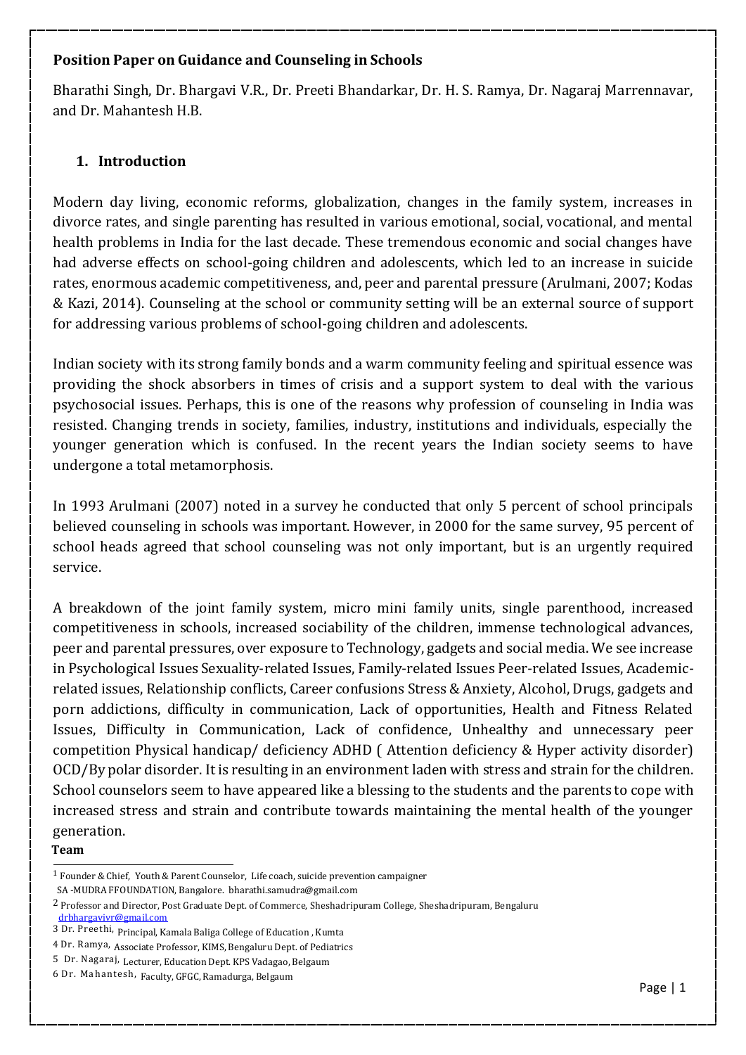**Position Paper on Guidance and Counseling in Schools**

Bharathi Singh, Dr. Bhargavi V.R., Dr. Preeti Bhandarkar, Dr. H. S. Ramya, Dr. Nagaraj Marrennavar, and Dr. Mahantesh H.B.

## 1. Introduction

Modern day living, economic reforms, globalization, changes in the family system, increases in divorce rates, and single parenting has resulted in various emotional, social, vocational, and mental health problems in India for the last decade. These tremendous economic and social changes have had adverse effects on school-going children and adolescents, which led to an increase in suicide rates, enormous academic competitiveness, and, peer and parental pressure (Arulmani, 2007; Kodas & Kazi, 2014). Counseling at the school or community setting will be an external source of support for addressing various problems of school-going children and adolescents.

Indian society with its strong family bonds and a warm community feeling and spiritual essence was providing the shock absorbers in times of crisis and a support system to deal with the various psychosocial issues. Perhaps, this is one of the reasons why profession of counseling in India was resisted. Changing trends in society, families, industry, institutions and individuals, especially the younger generation which is confused. In the recent years the Indian society seems to have undergone a total metamorphosis.

In 1993 Arulmani (2007) noted in a survey he conducted that only 5 percent of school principals believed counseling in schools was important. However, in 2000 for the same survey, 95 percent of school heads agreed that school counseling was not only important, but is an urgently required service.

A breakdown of the joint family system, micro mini family units, single parenthood, increased competitiveness in schools, increased sociability of the children, immense technological advances, peer and parental pressures, over exposure to Technology, gadgets and social media. We see increase in Psychological Issues Sexuality-related Issues, Family-related Issues Peer-related Issues, Academic-related issues, Relationship conflicts, Career confusions Stress & Anxiety, Alcohol, Drugs, gadgets and porn addictions, difficulty in communication, Lack of opportunities, Health and Fitness Related Issues, Difficulty in Communication, Lack of confidence, Unhealthy and unnecessary peer competition Physical handicap/ deficiency ADHD ( Attention deficiency & Hyper activity disorder) OCD/By polar disorder. It is resulting in an environment laden with stress and strain for the children. School counselors seem to have appeared like a blessing to the students and the parents to cope with increased stress and strain and contribute towards maintaining the mental health of the younger generation.

**Team**

[1] Founder & Chief, Youth & Parent Counselor, Life coach, suicide prevention campaigner SA -MUDRA FFOUNDATION, Bangalore. bharathi.samudra@gmail.com

[2] Professor and Director, Post Graduate Dept. of Commerce, Sheshadripuram College, Sheshadripuram, Bengaluru drbhargavivr@gmail.com

[3] Dr. Preethi, Principal, Kamala Baliga College of Education , Kumta

[4] Dr. Ramya, Associate Professor, KIMS, Bengaluru Dept. of Pediatrics

[5] Dr. Nagaraj, Lecturer, Education Dept. KPS Vadagao, Belgaum

[6] Dr. Mahantesh, Faculty, GFGC, Ramadurga, Belgaum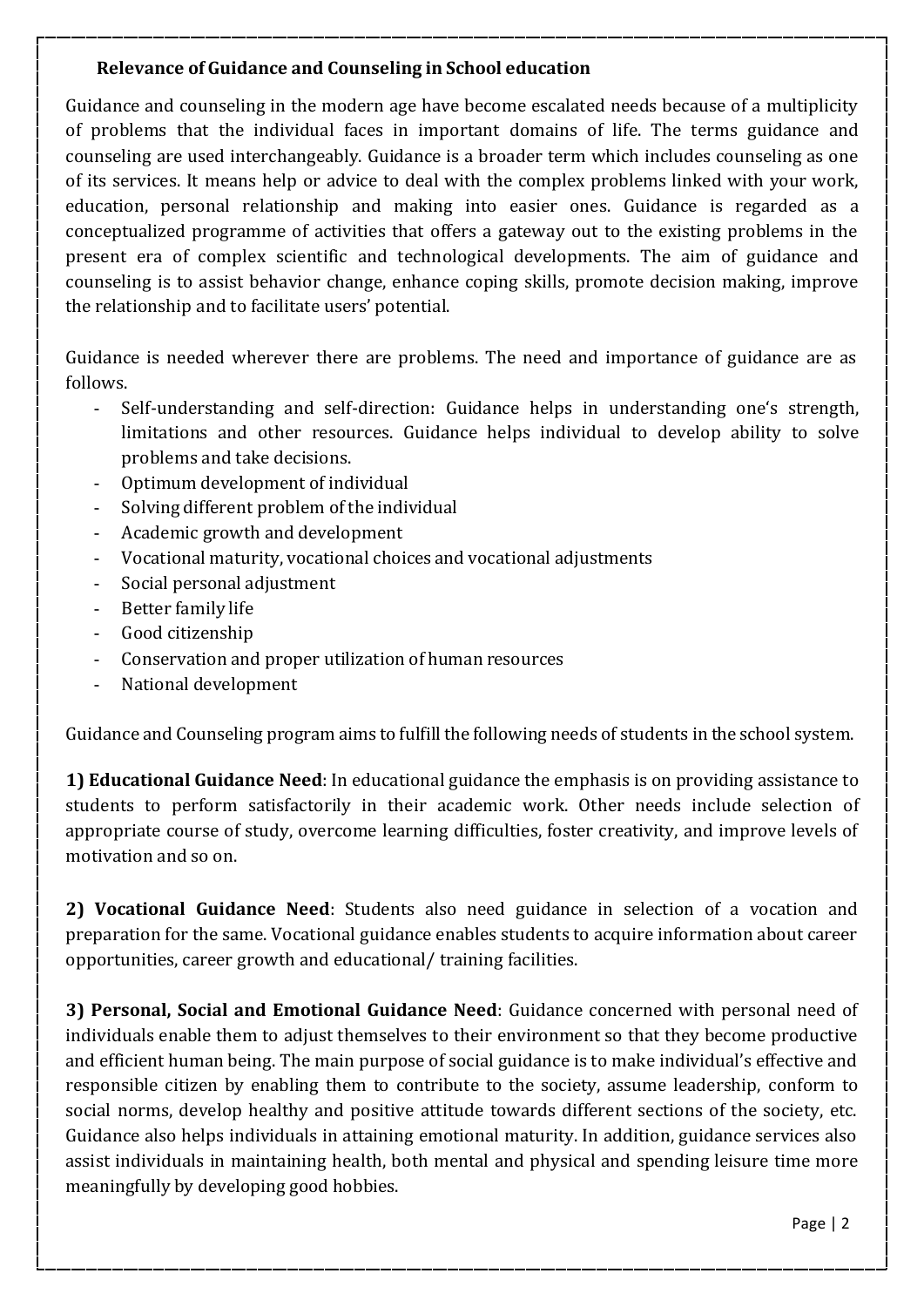### Relevance of Guidance and Counseling in School education

Guidance and counseling in the modern age have become escalated needs because of a multiplicity of problems that the individual faces in important domains of life. The terms guidance and counseling are used interchangeably. Guidance is a broader term which includes counseling as one of its services. It means help or advice to deal with the complex problems linked with your work, education, personal relationship and making into easier ones. Guidance is regarded as a conceptualized programme of activities that offers a gateway out to the existing problems in the present era of complex scientific and technological developments. The aim of guidance and counseling is to assist behavior change, enhance coping skills, promote decision making, improve the relationship and to facilitate users' potential.

Guidance is needed wherever there are problems. The need and importance of guidance are as follows.

- Self-understanding and self-direction: Guidance helps in understanding one's strength, limitations and other resources. Guidance helps individual to develop ability to solve problems and take decisions.
- Optimum development of individual
- Solving different problem of the individual
- Academic growth and development
- Vocational maturity, vocational choices and vocational adjustments
- Social personal adjustment
- Better family life
- Good citizenship
- Conservation and proper utilization of human resources
- National development

Guidance and Counseling program aims to fulfill the following needs of students in the school system.

**1) Educational Guidance Need**: In educational guidance the emphasis is on providing assistance to students to perform satisfactorily in their academic work. Other needs include selection of appropriate course of study, overcome learning difficulties, foster creativity, and improve levels of motivation and so on.

**2) Vocational Guidance Need**: Students also need guidance in selection of a vocation and preparation for the same. Vocational guidance enables students to acquire information about career opportunities, career growth and educational/ training facilities.

**3) Personal, Social and Emotional Guidance Need**: Guidance concerned with personal need of individuals enable them to adjust themselves to their environment so that they become productive and efficient human being. The main purpose of social guidance is to make individual's effective and responsible citizen by enabling them to contribute to the society, assume leadership, conform to social norms, develop healthy and positive attitude towards different sections of the society, etc. Guidance also helps individuals in attaining emotional maturity. In addition, guidance services also assist individuals in maintaining health, both mental and physical and spending leisure time more meaningfully by developing good hobbies.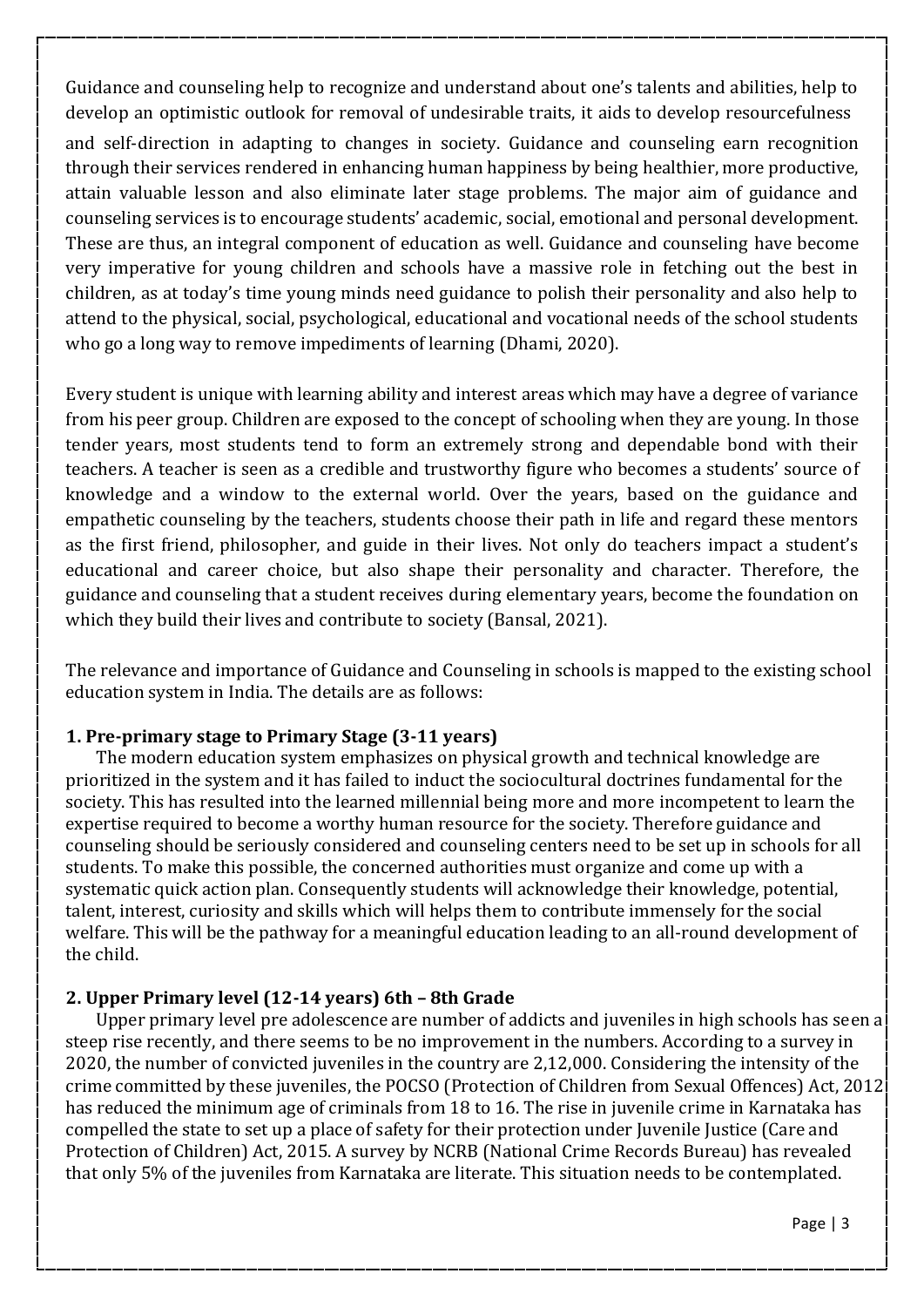Guidance and counseling help to recognize and understand about one's talents and abilities, help to develop an optimistic outlook for removal of undesirable traits, it aids to develop resourcefulness and self-direction in adapting to changes in society. Guidance and counseling earn recognition through their services rendered in enhancing human happiness by being healthier, more productive, attain valuable lesson and also eliminate later stage problems. The major aim of guidance and counseling services is to encourage students' academic, social, emotional and personal development. These are thus, an integral component of education as well. Guidance and counseling have become very imperative for young children and schools have a massive role in fetching out the best in children, as at today's time young minds need guidance to polish their personality and also help to attend to the physical, social, psychological, educational and vocational needs of the school students who go a long way to remove impediments of learning (Dhami, 2020).

Every student is unique with learning ability and interest areas which may have a degree of variance from his peer group. Children are exposed to the concept of schooling when they are young. In those tender years, most students tend to form an extremely strong and dependable bond with their teachers. A teacher is seen as a credible and trustworthy figure who becomes a students' source of knowledge and a window to the external world. Over the years, based on the guidance and empathetic counseling by the teachers, students choose their path in life and regard these mentors as the first friend, philosopher, and guide in their lives. Not only do teachers impact a student's educational and career choice, but also shape their personality and character. Therefore, the guidance and counseling that a student receives during elementary years, become the foundation on which they build their lives and contribute to society (Bansal, 2021).

The relevance and importance of Guidance and Counseling in schools is mapped to the existing school education system in India. The details are as follows:

### 1. Pre-primary stage to Primary Stage (3-11 years)

The modern education system emphasizes on physical growth and technical knowledge are prioritized in the system and it has failed to induct the sociocultural doctrines fundamental for the society. This has resulted into the learned millennial being more and more incompetent to learn the expertise required to become a worthy human resource for the society. Therefore guidance and counseling should be seriously considered and counseling centers need to be set up in schools for all students. To make this possible, the concerned authorities must organize and come up with a systematic quick action plan. Consequently students will acknowledge their knowledge, potential, talent, interest, curiosity and skills which will helps them to contribute immensely for the social welfare. This will be the pathway for a meaningful education leading to an all-round development of the child.

### 2. Upper Primary level (12-14 years) 6th – 8th Grade

Upper primary level pre adolescence are number of addicts and juveniles in high schools has seen a steep rise recently, and there seems to be no improvement in the numbers. According to a survey in 2020, the number of convicted juveniles in the country are 2,12,000. Considering the intensity of the crime committed by these juveniles, the POCSO (Protection of Children from Sexual Offences) Act, 2012 has reduced the minimum age of criminals from 18 to 16. The rise in juvenile crime in Karnataka has compelled the state to set up a place of safety for their protection under Juvenile Justice (Care and Protection of Children) Act, 2015. A survey by NCRB (National Crime Records Bureau) has revealed that only 5% of the juveniles from Karnataka are literate. This situation needs to be contemplated.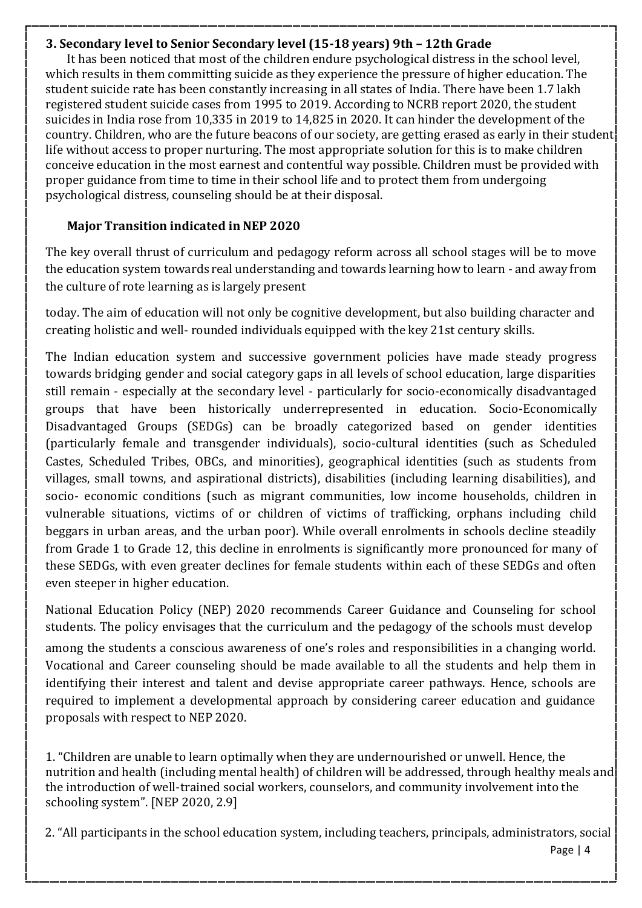### 3. Secondary level to Senior Secondary level (15-18 years) 9th – 12th Grade

It has been noticed that most of the children endure psychological distress in the school level, which results in them committing suicide as they experience the pressure of higher education. The student suicide rate has been constantly increasing in all states of India. There have been 1.7 lakh registered student suicide cases from 1995 to 2019. According to NCRB report 2020, the student suicides in India rose from 10,335 in 2019 to 14,825 in 2020. It can hinder the development of the country. Children, who are the future beacons of our society, are getting erased as early in their student life without access to proper nurturing. The most appropriate solution for this is to make children conceive education in the most earnest and contentful way possible. Children must be provided with proper guidance from time to time in their school life and to protect them from undergoing psychological distress, counseling should be at their disposal.

**Major Transition indicated in NEP 2020**

The key overall thrust of curriculum and pedagogy reform across all school stages will be to move the education system towards real understanding and towards learning how to learn - and away from the culture of rote learning as is largely present

today. The aim of education will not only be cognitive development, but also building character and creating holistic and well- rounded individuals equipped with the key 21st century skills.

The Indian education system and successive government policies have made steady progress towards bridging gender and social category gaps in all levels of school education, large disparities still remain - especially at the secondary level - particularly for socio-economically disadvantaged groups that have been historically underrepresented in education. Socio-Economically Disadvantaged Groups (SEDGs) can be broadly categorized based on gender identities (particularly female and transgender individuals), socio-cultural identities (such as Scheduled Castes, Scheduled Tribes, OBCs, and minorities), geographical identities (such as students from villages, small towns, and aspirational districts), disabilities (including learning disabilities), and socio- economic conditions (such as migrant communities, low income households, children in vulnerable situations, victims of or children of victims of trafficking, orphans including child beggars in urban areas, and the urban poor). While overall enrolments in schools decline steadily from Grade 1 to Grade 12, this decline in enrolments is significantly more pronounced for many of these SEDGs, with even greater declines for female students within each of these SEDGs and often even steeper in higher education.

National Education Policy (NEP) 2020 recommends Career Guidance and Counseling for school students. The policy envisages that the curriculum and the pedagogy of the schools must develop among the students a conscious awareness of one's roles and responsibilities in a changing world. Vocational and Career counseling should be made available to all the students and help them in identifying their interest and talent and devise appropriate career pathways. Hence, schools are required to implement a developmental approach by considering career education and guidance proposals with respect to NEP 2020.

1. "Children are unable to learn optimally when they are undernourished or unwell. Hence, the nutrition and health (including mental health) of children will be addressed, through healthy meals and the introduction of well-trained social workers, counselors, and community involvement into the schooling system". [NEP 2020, 2.9]

2. "All participants in the school education system, including teachers, principals, administrators, social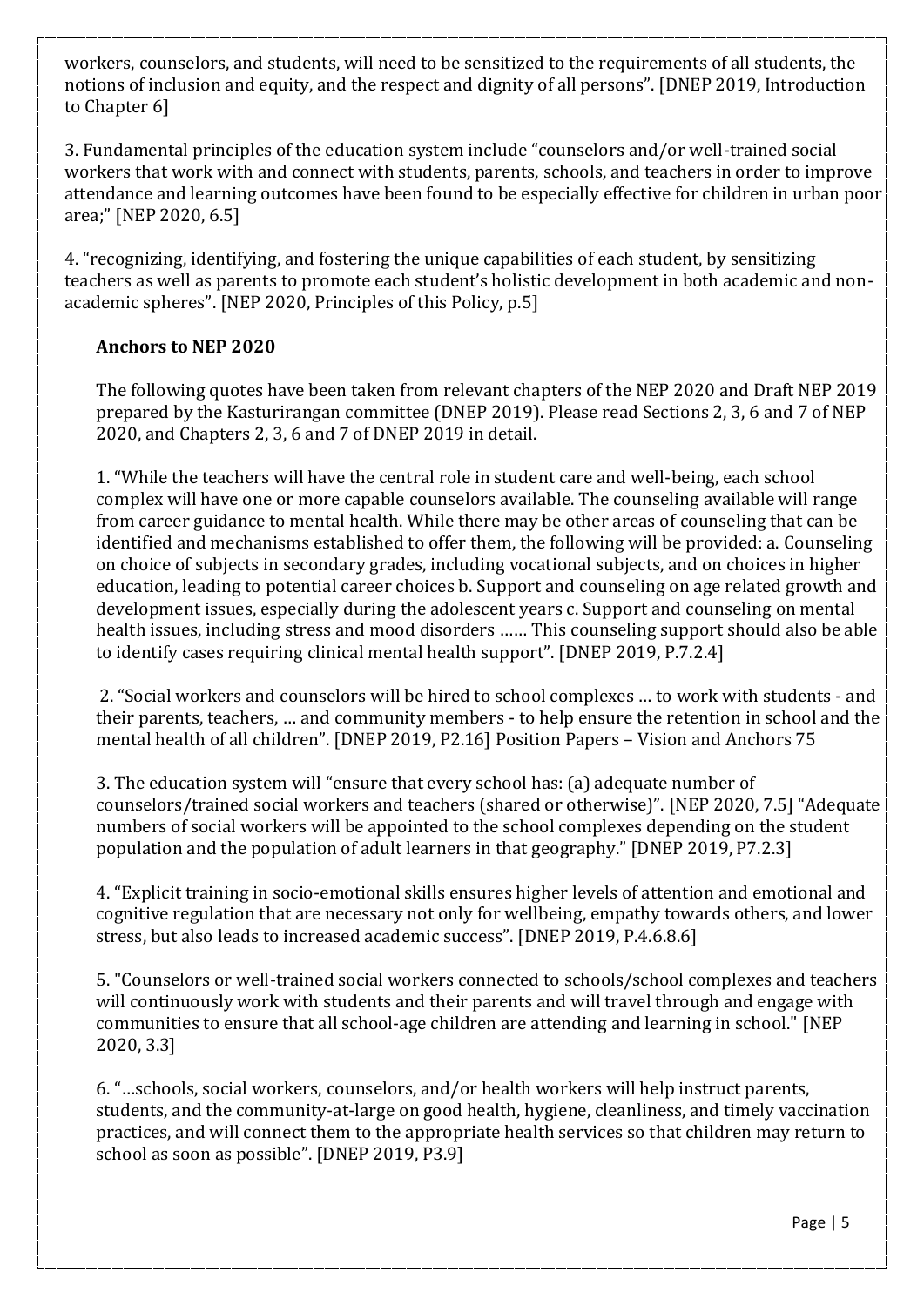workers, counselors, and students, will need to be sensitized to the requirements of all students, the notions of inclusion and equity, and the respect and dignity of all persons". [DNEP 2019, Introduction to Chapter 6]

3. Fundamental principles of the education system include "counselors and/or well-trained social workers that work with and connect with students, parents, schools, and teachers in order to improve attendance and learning outcomes have been found to be especially effective for children in urban poor area;" [NEP 2020, 6.5]

4. "recognizing, identifying, and fostering the unique capabilities of each student, by sensitizing teachers as well as parents to promote each student's holistic development in both academic and non-academic spheres". [NEP 2020, Principles of this Policy, p.5]

### Anchors to NEP 2020

The following quotes have been taken from relevant chapters of the NEP 2020 and Draft NEP 2019 prepared by the Kasturirangan committee (DNEP 2019). Please read Sections 2, 3, 6 and 7 of NEP 2020, and Chapters 2, 3, 6 and 7 of DNEP 2019 in detail.

1. "While the teachers will have the central role in student care and well-being, each school complex will have one or more capable counselors available. The counseling available will range from career guidance to mental health. While there may be other areas of counseling that can be identified and mechanisms established to offer them, the following will be provided: a. Counseling on choice of subjects in secondary grades, including vocational subjects, and on choices in higher education, leading to potential career choices b. Support and counseling on age related growth and development issues, especially during the adolescent years c. Support and counseling on mental health issues, including stress and mood disorders …… This counseling support should also be able to identify cases requiring clinical mental health support". [DNEP 2019, P.7.2.4]

2. "Social workers and counselors will be hired to school complexes … to work with students - and their parents, teachers, … and community members - to help ensure the retention in school and the mental health of all children". [DNEP 2019, P2.16] Position Papers – Vision and Anchors 75

3. The education system will "ensure that every school has: (a) adequate number of counselors/trained social workers and teachers (shared or otherwise)". [NEP 2020, 7.5] "Adequate numbers of social workers will be appointed to the school complexes depending on the student population and the population of adult learners in that geography." [DNEP 2019, P7.2.3]

4. "Explicit training in socio-emotional skills ensures higher levels of attention and emotional and cognitive regulation that are necessary not only for wellbeing, empathy towards others, and lower stress, but also leads to increased academic success". [DNEP 2019, P.4.6.8.6]

5. "Counselors or well-trained social workers connected to schools/school complexes and teachers will continuously work with students and their parents and will travel through and engage with communities to ensure that all school-age children are attending and learning in school." [NEP 2020, 3.3]

6. "…schools, social workers, counselors, and/or health workers will help instruct parents, students, and the community-at-large on good health, hygiene, cleanliness, and timely vaccination practices, and will connect them to the appropriate health services so that children may return to school as soon as possible". [DNEP 2019, P3.9]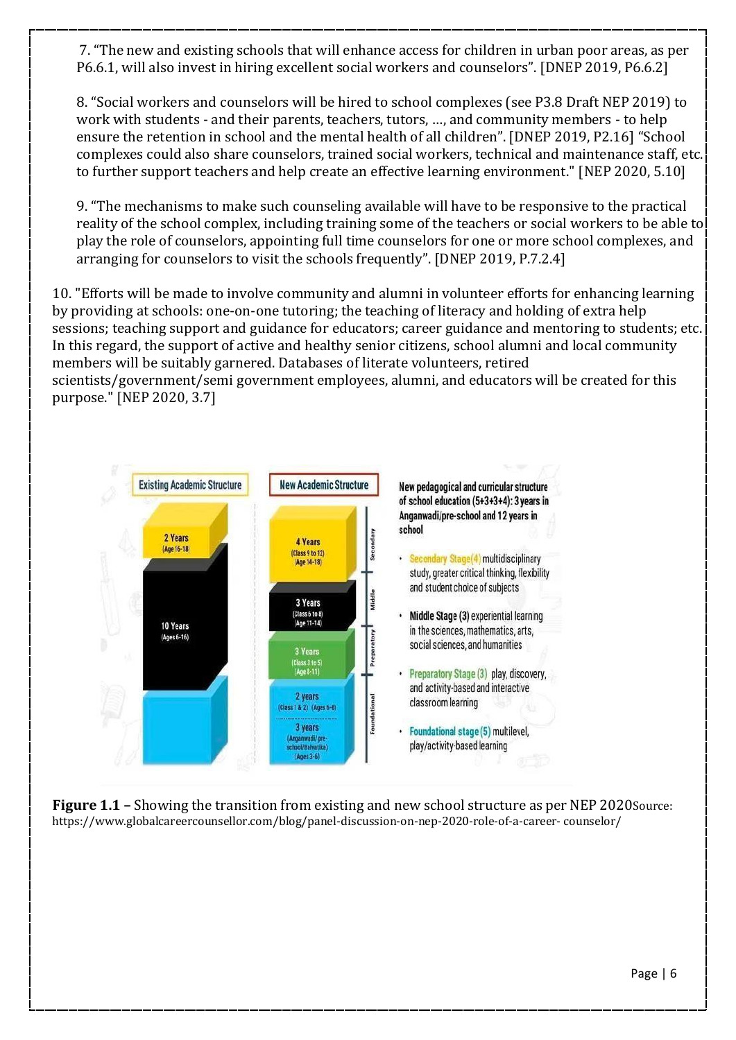7. "The new and existing schools that will enhance access for children in urban poor areas, as per P6.6.1, will also invest in hiring excellent social workers and counselors". [DNEP 2019, P6.6.2]

8. "Social workers and counselors will be hired to school complexes (see P3.8 Draft NEP 2019) to work with students - and their parents, teachers, tutors, …, and community members - to help ensure the retention in school and the mental health of all children". [DNEP 2019, P2.16] "School complexes could also share counselors, trained social workers, technical and maintenance staff, etc. to further support teachers and help create an effective learning environment." [NEP 2020, 5.10]

9. "The mechanisms to make such counseling available will have to be responsive to the practical reality of the school complex, including training some of the teachers or social workers to be able to play the role of counselors, appointing full time counselors for one or more school complexes, and arranging for counselors to visit the schools frequently". [DNEP 2019, P.7.2.4]

10. "Efforts will be made to involve community and alumni in volunteer efforts for enhancing learning by providing at schools: one-on-one tutoring; the teaching of literacy and holding of extra help sessions; teaching support and guidance for educators; career guidance and mentoring to students; etc. In this regard, the support of active and healthy senior citizens, school alumni and local community members will be suitably garnered. Databases of literate volunteers, retired scientists/government/semi government employees, alumni, and educators will be created for this purpose." [NEP 2020, 3.7]

**Figure 1.1 –** Showing the transition from existing and new school structure as per NEP 2020Source: https://www.globalcareercounsellor.com/blog/panel-discussion-on-nep-2020-role-of-a-career- counselor/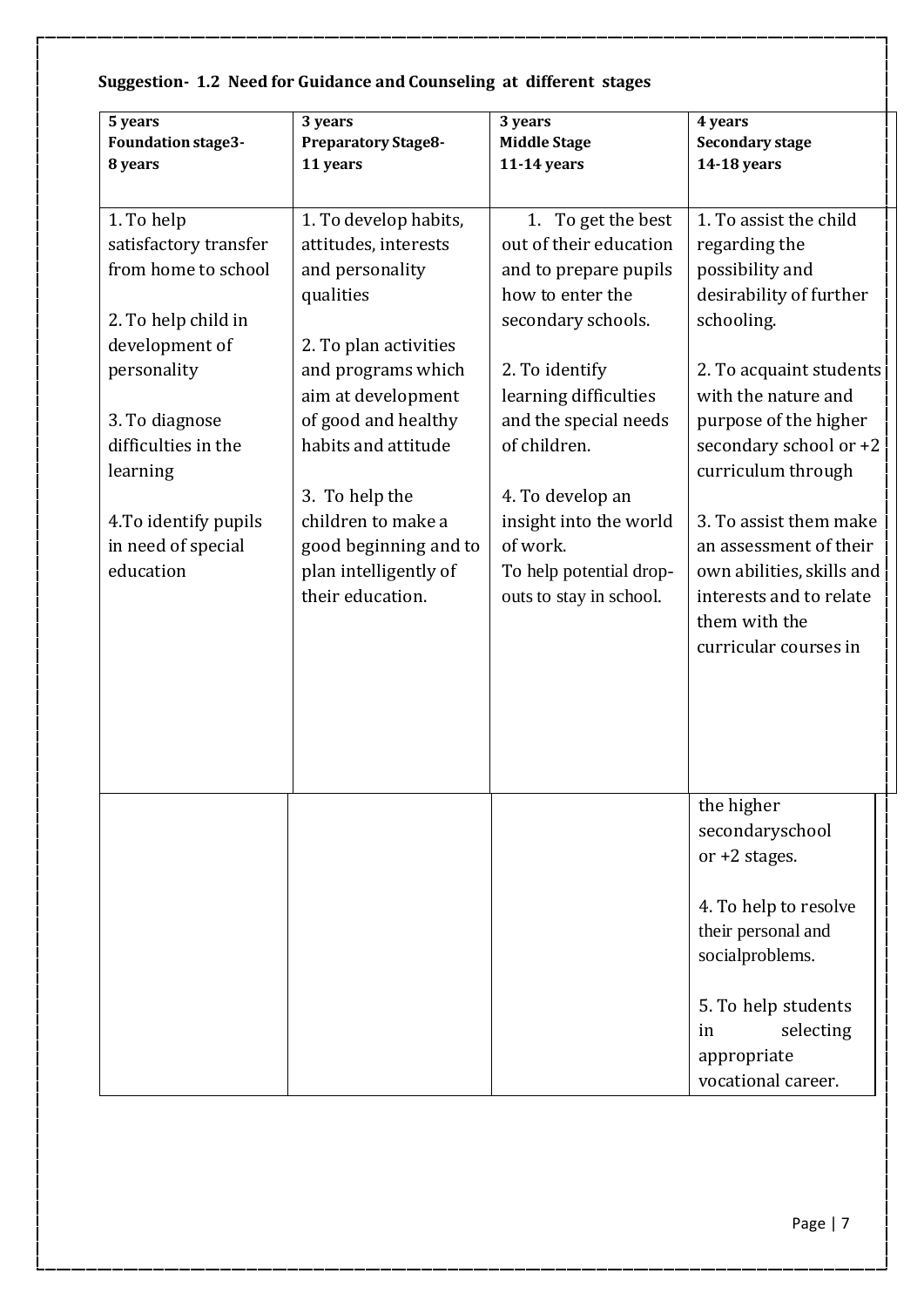**Suggestion- 1.2 Need for Guidance and Counseling at different stages**

| 5 years<br>**Foundation stage3-8 years** | 3 years<br>**Preparatory Stage8-11 years** | 3 years<br>**Middle Stage 11-14 years** | 4 years<br>**Secondary stage 14-18 years** |
|---|---|---|---|
| 1. To help satisfactory transfer from home to school<br><br>2. To help child in development of personality<br><br>3. To diagnose difficulties in the learning<br><br>4.To identify pupils in need of special education | 1. To develop habits, attitudes, interests and personality qualities<br><br>2. To plan activities and programs which aim at development of good and healthy habits and attitude<br><br>3. To help the children to make a good beginning and to plan intelligently of their education. | 1. To get the best out of their education and to prepare pupils how to enter the secondary schools.<br><br>2. To identify learning difficulties and the special needs of children.<br><br>4. To develop an insight into the world of work.<br>To help potential drop-outs to stay in school. | 1. To assist the child regarding the possibility and desirability of further schooling.<br><br>2. To acquaint students with the nature and purpose of the higher secondary school or +2 curriculum through<br><br>3. To assist them make an assessment of their own abilities, skills and interests and to relate them with the curricular courses in the higher secondaryschool or +2 stages.<br><br>4. To help to resolve their personal and socialproblems.<br><br>5. To help students in selecting appropriate vocational career. |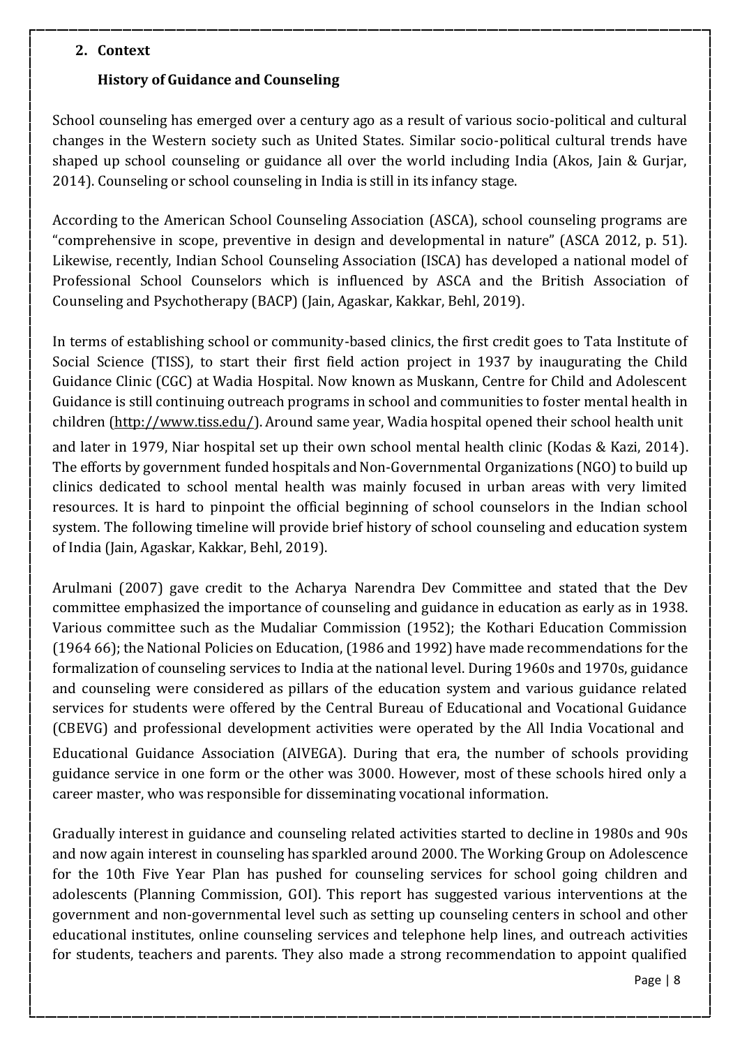## 2. Context

### History of Guidance and Counseling

School counseling has emerged over a century ago as a result of various socio-political and cultural changes in the Western society such as United States. Similar socio-political cultural trends have shaped up school counseling or guidance all over the world including India (Akos, Jain & Gurjar, 2014). Counseling or school counseling in India is still in its infancy stage.

According to the American School Counseling Association (ASCA), school counseling programs are "comprehensive in scope, preventive in design and developmental in nature" (ASCA 2012, p. 51). Likewise, recently, Indian School Counseling Association (ISCA) has developed a national model of Professional School Counselors which is influenced by ASCA and the British Association of Counseling and Psychotherapy (BACP) (Jain, Agaskar, Kakkar, Behl, 2019).

In terms of establishing school or community-based clinics, the first credit goes to Tata Institute of Social Science (TISS), to start their first field action project in 1937 by inaugurating the Child Guidance Clinic (CGC) at Wadia Hospital. Now known as Muskann, Centre for Child and Adolescent Guidance is still continuing outreach programs in school and communities to foster mental health in children (http://www.tiss.edu/). Around same year, Wadia hospital opened their school health unit and later in 1979, Niar hospital set up their own school mental health clinic (Kodas & Kazi, 2014). The efforts by government funded hospitals and Non-Governmental Organizations (NGO) to build up clinics dedicated to school mental health was mainly focused in urban areas with very limited resources. It is hard to pinpoint the official beginning of school counselors in the Indian school system. The following timeline will provide brief history of school counseling and education system of India (Jain, Agaskar, Kakkar, Behl, 2019).

Arulmani (2007) gave credit to the Acharya Narendra Dev Committee and stated that the Dev committee emphasized the importance of counseling and guidance in education as early as in 1938. Various committee such as the Mudaliar Commission (1952); the Kothari Education Commission (1964 66); the National Policies on Education, (1986 and 1992) have made recommendations for the formalization of counseling services to India at the national level. During 1960s and 1970s, guidance and counseling were considered as pillars of the education system and various guidance related services for students were offered by the Central Bureau of Educational and Vocational Guidance (CBEVG) and professional development activities were operated by the All India Vocational and Educational Guidance Association (AIVEGA). During that era, the number of schools providing guidance service in one form or the other was 3000. However, most of these schools hired only a career master, who was responsible for disseminating vocational information.

Gradually interest in guidance and counseling related activities started to decline in 1980s and 90s and now again interest in counseling has sparkled around 2000. The Working Group on Adolescence for the 10th Five Year Plan has pushed for counseling services for school going children and adolescents (Planning Commission, GOI). This report has suggested various interventions at the government and non-governmental level such as setting up counseling centers in school and other educational institutes, online counseling services and telephone help lines, and outreach activities for students, teachers and parents. They also made a strong recommendation to appoint qualified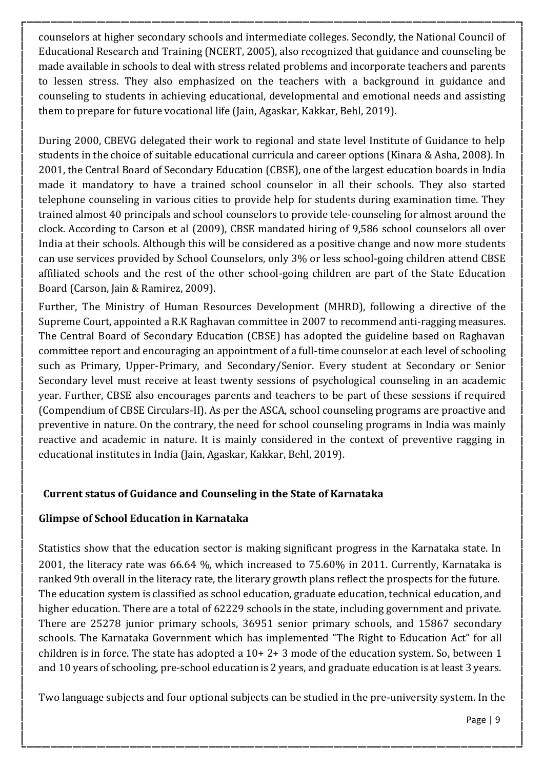counselors at higher secondary schools and intermediate colleges. Secondly, the National Council of Educational Research and Training (NCERT, 2005), also recognized that guidance and counseling be made available in schools to deal with stress related problems and incorporate teachers and parents to lessen stress. They also emphasized on the teachers with a background in guidance and counseling to students in achieving educational, developmental and emotional needs and assisting them to prepare for future vocational life (Jain, Agaskar, Kakkar, Behl, 2019).

During 2000, CBEVG delegated their work to regional and state level Institute of Guidance to help students in the choice of suitable educational curricula and career options (Kinara & Asha, 2008). In 2001, the Central Board of Secondary Education (CBSE), one of the largest education boards in India made it mandatory to have a trained school counselor in all their schools. They also started telephone counseling in various cities to provide help for students during examination time. They trained almost 40 principals and school counselors to provide tele-counseling for almost around the clock. According to Carson et al (2009), CBSE mandated hiring of 9,586 school counselors all over India at their schools. Although this will be considered as a positive change and now more students can use services provided by School Counselors, only 3% or less school-going children attend CBSE affiliated schools and the rest of the other school-going children are part of the State Education Board (Carson, Jain & Ramirez, 2009).

Further, The Ministry of Human Resources Development (MHRD), following a directive of the Supreme Court, appointed a R.K Raghavan committee in 2007 to recommend anti-ragging measures. The Central Board of Secondary Education (CBSE) has adopted the guideline based on Raghavan committee report and encouraging an appointment of a full-time counselor at each level of schooling such as Primary, Upper-Primary, and Secondary/Senior. Every student at Secondary or Senior Secondary level must receive at least twenty sessions of psychological counseling in an academic year. Further, CBSE also encourages parents and teachers to be part of these sessions if required (Compendium of CBSE Circulars-II). As per the ASCA, school counseling programs are proactive and preventive in nature. On the contrary, the need for school counseling programs in India was mainly reactive and academic in nature. It is mainly considered in the context of preventive ragging in educational institutes in India (Jain, Agaskar, Kakkar, Behl, 2019).

## Current status of Guidance and Counseling in the State of Karnataka

### Glimpse of School Education in Karnataka

Statistics show that the education sector is making significant progress in the Karnataka state. In 2001, the literacy rate was 66.64 %, which increased to 75.60% in 2011. Currently, Karnataka is ranked 9th overall in the literacy rate, the literary growth plans reflect the prospects for the future. The education system is classified as school education, graduate education, technical education, and higher education. There are a total of 62229 schools in the state, including government and private. There are 25278 junior primary schools, 36951 senior primary schools, and 15867 secondary schools. The Karnataka Government which has implemented "The Right to Education Act" for all children is in force. The state has adopted a 10+ 2+ 3 mode of the education system. So, between 1 and 10 years of schooling, pre-school education is 2 years, and graduate education is at least 3 years.

Two language subjects and four optional subjects can be studied in the pre-university system. In the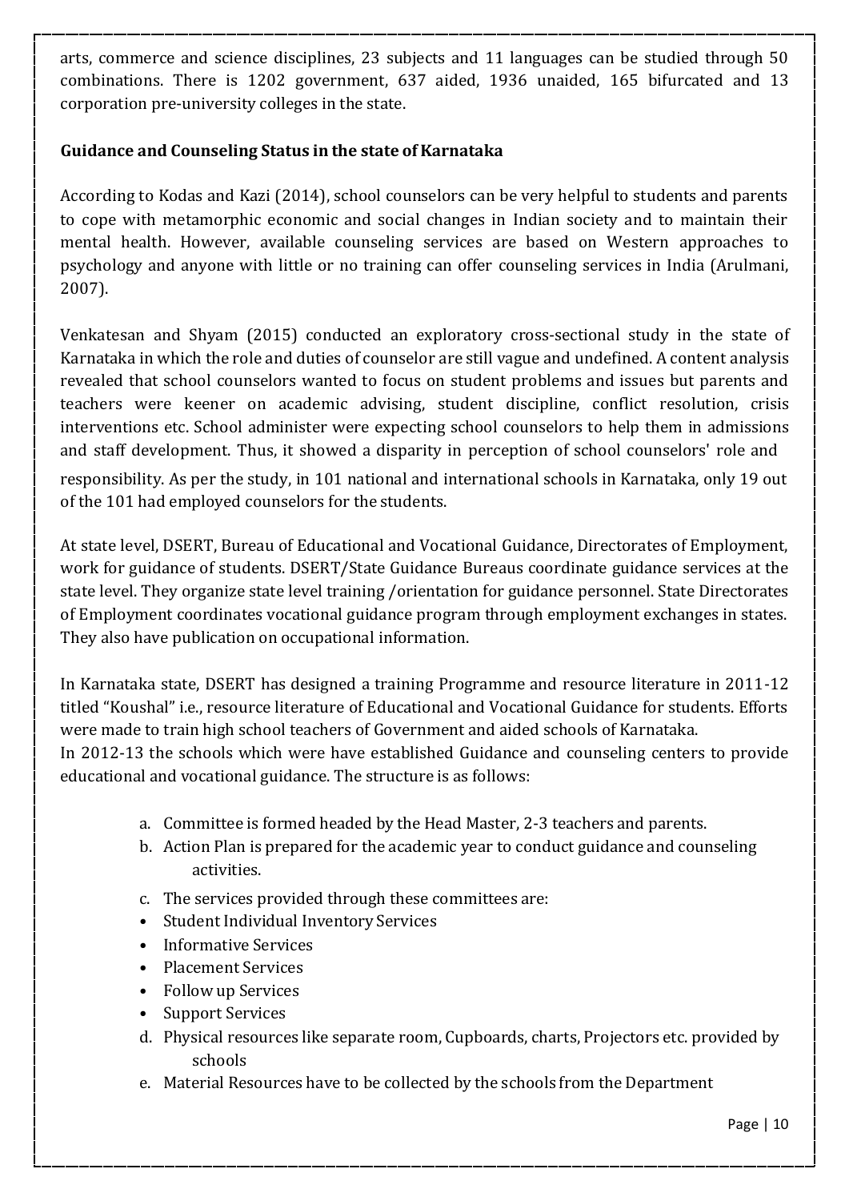arts, commerce and science disciplines, 23 subjects and 11 languages can be studied through 50 combinations. There is 1202 government, 637 aided, 1936 unaided, 165 bifurcated and 13 corporation pre-university colleges in the state.

**Guidance and Counseling Status in the state of Karnataka**

According to Kodas and Kazi (2014), school counselors can be very helpful to students and parents to cope with metamorphic economic and social changes in Indian society and to maintain their mental health. However, available counseling services are based on Western approaches to psychology and anyone with little or no training can offer counseling services in India (Arulmani, 2007).

Venkatesan and Shyam (2015) conducted an exploratory cross-sectional study in the state of Karnataka in which the role and duties of counselor are still vague and undefined. A content analysis revealed that school counselors wanted to focus on student problems and issues but parents and teachers were keener on academic advising, student discipline, conflict resolution, crisis interventions etc. School administer were expecting school counselors to help them in admissions and staff development. Thus, it showed a disparity in perception of school counselors' role and responsibility. As per the study, in 101 national and international schools in Karnataka, only 19 out of the 101 had employed counselors for the students.

At state level, DSERT, Bureau of Educational and Vocational Guidance, Directorates of Employment, work for guidance of students. DSERT/State Guidance Bureaus coordinate guidance services at the state level. They organize state level training /orientation for guidance personnel. State Directorates of Employment coordinates vocational guidance program through employment exchanges in states. They also have publication on occupational information.

In Karnataka state, DSERT has designed a training Programme and resource literature in 2011-12 titled "Koushal" i.e., resource literature of Educational and Vocational Guidance for students. Efforts were made to train high school teachers of Government and aided schools of Karnataka.
In 2012-13 the schools which were have established Guidance and counseling centers to provide educational and vocational guidance. The structure is as follows:

a. Committee is formed headed by the Head Master, 2-3 teachers and parents.
b. Action Plan is prepared for the academic year to conduct guidance and counseling activities.
c. The services provided through these committees are:
   - Student Individual Inventory Services
   - Informative Services
   - Placement Services
   - Follow up Services
   - Support Services
d. Physical resources like separate room, Cupboards, charts, Projectors etc. provided by schools
e. Material Resources have to be collected by the schools from the Department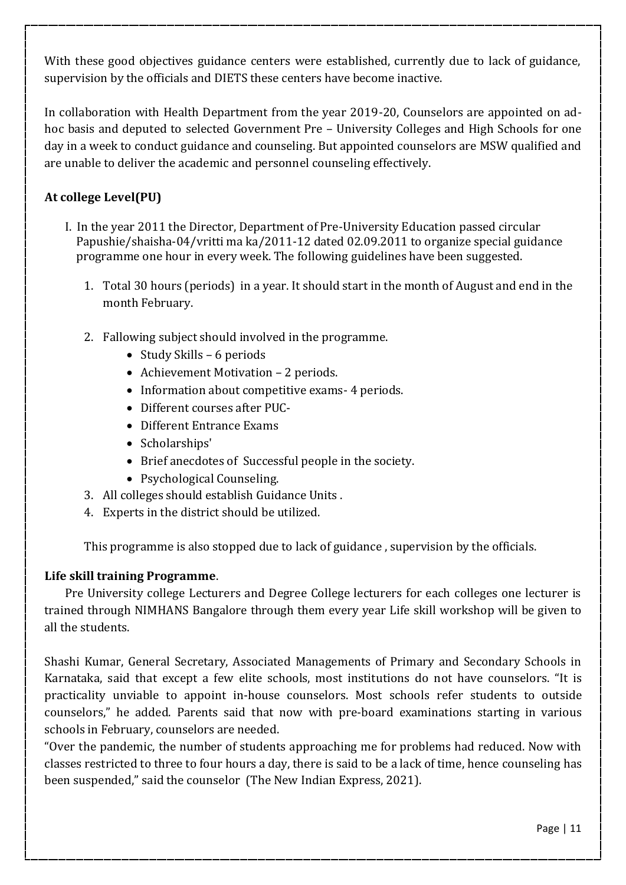With these good objectives guidance centers were established, currently due to lack of guidance, supervision by the officials and DIETS these centers have become inactive.

In collaboration with Health Department from the year 2019-20, Counselors are appointed on ad-hoc basis and deputed to selected Government Pre – University Colleges and High Schools for one day in a week to conduct guidance and counseling. But appointed counselors are MSW qualified and are unable to deliver the academic and personnel counseling effectively.

### At college Level(PU)

I. In the year 2011 the Director, Department of Pre-University Education passed circular Papushie/shaisha-04/vritti ma ka/2011-12 dated 02.09.2011 to organize special guidance programme one hour in every week. The following guidelines have been suggested.

1. Total 30 hours (periods) in a year. It should start in the month of August and end in the month February.

2. Fallowing subject should involved in the programme.
   - Study Skills – 6 periods
   - Achievement Motivation – 2 periods.
   - Information about competitive exams- 4 periods.
   - Different courses after PUC-
   - Different Entrance Exams
   - Scholarships'
   - Brief anecdotes of Successful people in the society.
   - Psychological Counseling.
3. All colleges should establish Guidance Units .
4. Experts in the district should be utilized.

This programme is also stopped due to lack of guidance , supervision by the officials.

**Life skill training Programme**.

Pre University college Lecturers and Degree College lecturers for each colleges one lecturer is trained through NIMHANS Bangalore through them every year Life skill workshop will be given to all the students.

Shashi Kumar, General Secretary, Associated Managements of Primary and Secondary Schools in Karnataka, said that except a few elite schools, most institutions do not have counselors. "It is practicality unviable to appoint in-house counselors. Most schools refer students to outside counselors," he added. Parents said that now with pre-board examinations starting in various schools in February, counselors are needed.

"Over the pandemic, the number of students approaching me for problems had reduced. Now with classes restricted to three to four hours a day, there is said to be a lack of time, hence counseling has been suspended," said the counselor (The New Indian Express, 2021).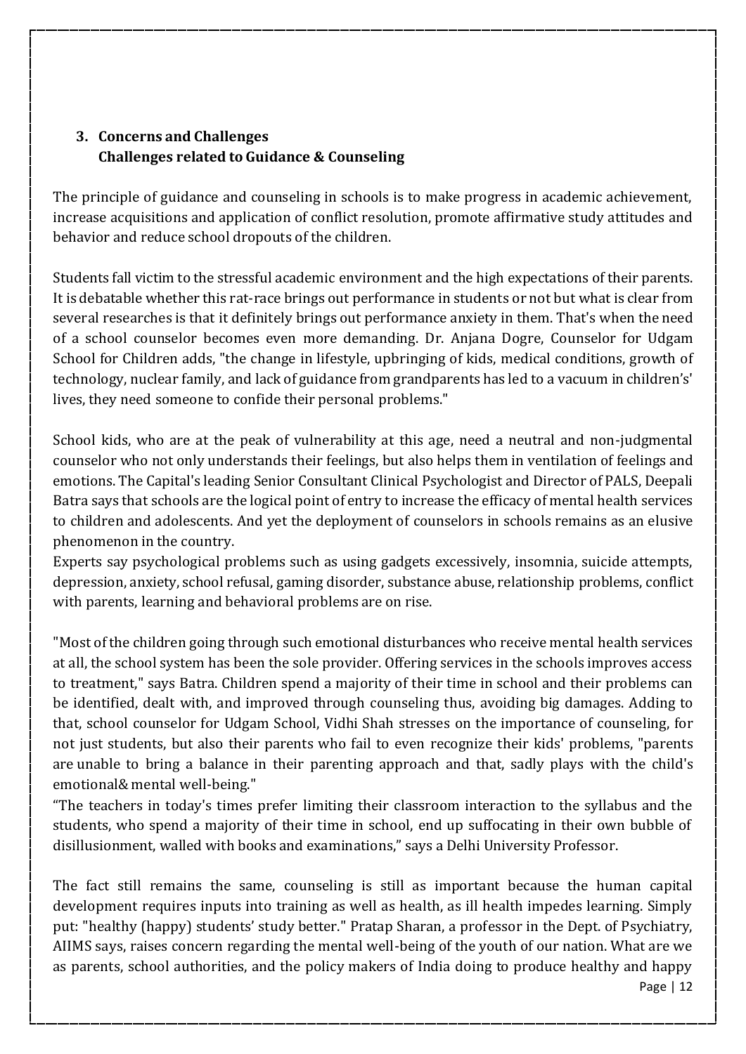## 3. Concerns and Challenges

### Challenges related to Guidance & Counseling

The principle of guidance and counseling in schools is to make progress in academic achievement, increase acquisitions and application of conflict resolution, promote affirmative study attitudes and behavior and reduce school dropouts of the children.

Students fall victim to the stressful academic environment and the high expectations of their parents. It is debatable whether this rat-race brings out performance in students or not but what is clear from several researches is that it definitely brings out performance anxiety in them. That's when the need of a school counselor becomes even more demanding. Dr. Anjana Dogre, Counselor for Udgam School for Children adds, "the change in lifestyle, upbringing of kids, medical conditions, growth of technology, nuclear family, and lack of guidance from grandparents has led to a vacuum in children's' lives, they need someone to confide their personal problems."

School kids, who are at the peak of vulnerability at this age, need a neutral and non-judgmental counselor who not only understands their feelings, but also helps them in ventilation of feelings and emotions. The Capital's leading Senior Consultant Clinical Psychologist and Director of PALS, Deepali Batra says that schools are the logical point of entry to increase the efficacy of mental health services to children and adolescents. And yet the deployment of counselors in schools remains as an elusive phenomenon in the country.

Experts say psychological problems such as using gadgets excessively, insomnia, suicide attempts, depression, anxiety, school refusal, gaming disorder, substance abuse, relationship problems, conflict with parents, learning and behavioral problems are on rise.

"Most of the children going through such emotional disturbances who receive mental health services at all, the school system has been the sole provider. Offering services in the schools improves access to treatment," says Batra. Children spend a majority of their time in school and their problems can be identified, dealt with, and improved through counseling thus, avoiding big damages. Adding to that, school counselor for Udgam School, Vidhi Shah stresses on the importance of counseling, for not just students, but also their parents who fail to even recognize their kids' problems, "parents are unable to bring a balance in their parenting approach and that, sadly plays with the child's emotional& mental well-being."

"The teachers in today's times prefer limiting their classroom interaction to the syllabus and the students, who spend a majority of their time in school, end up suffocating in their own bubble of disillusionment, walled with books and examinations," says a Delhi University Professor.

The fact still remains the same, counseling is still as important because the human capital development requires inputs into training as well as health, as ill health impedes learning. Simply put: "healthy (happy) students' study better." Pratap Sharan, a professor in the Dept. of Psychiatry, AIIMS says, raises concern regarding the mental well-being of the youth of our nation. What are we as parents, school authorities, and the policy makers of India doing to produce healthy and happy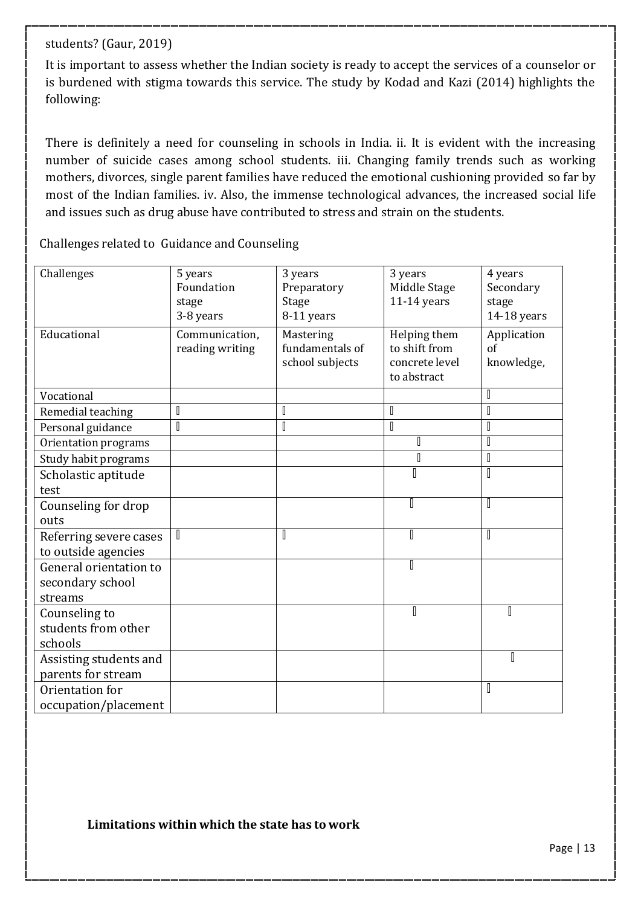students? (Gaur, 2019)

It is important to assess whether the Indian society is ready to accept the services of a counselor or is burdened with stigma towards this service. The study by Kodad and Kazi (2014) highlights the following:

There is definitely a need for counseling in schools in India. ii. It is evident with the increasing number of suicide cases among school students. iii. Changing family trends such as working mothers, divorces, single parent families have reduced the emotional cushioning provided so far by most of the Indian families. iv. Also, the immense technological advances, the increased social life and issues such as drug abuse have contributed to stress and strain on the students.

Challenges related to Guidance and Counseling

| Challenges | 5 years Foundation stage 3-8 years | 3 years Preparatory Stage 8-11 years | 3 years Middle Stage 11-14 years | 4 years Secondary stage 14-18 years |
|---|---|---|---|---|
| Educational | Communication, reading writing | Mastering fundamentals of school subjects | Helping them to shift from concrete level to abstract | Application of knowledge, |
| Vocational | | | |  |
| Remedial teaching |  |  |  |  |
| Personal guidance |  |  |  |  |
| Orientation programs | | |  |  |
| Study habit programs | | |  |  |
| Scholastic aptitude test | | |  |  |
| Counseling for drop outs | | |  |  |
| Referring severe cases to outside agencies |  |  |  |  |
| General orientation to secondary school streams | | |  | |
| Counseling to students from other schools | | |  |  |
| Assisting students and parents for stream | | | |  |
| Orientation for occupation/placement | | | |  |

**Limitations within which the state has to work**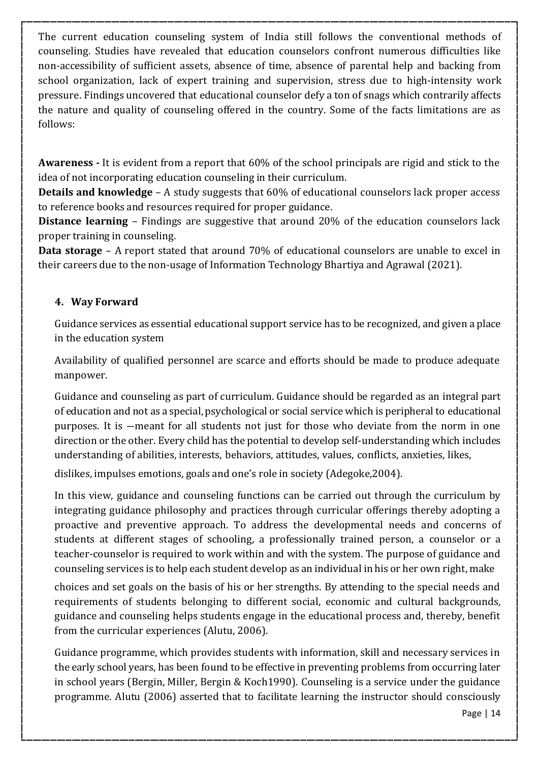The current education counseling system of India still follows the conventional methods of counseling. Studies have revealed that education counselors confront numerous difficulties like non-accessibility of sufficient assets, absence of time, absence of parental help and backing from school organization, lack of expert training and supervision, stress due to high-intensity work pressure. Findings uncovered that educational counselor defy a ton of snags which contrarily affects the nature and quality of counseling offered in the country. Some of the facts limitations are as follows:

**Awareness -** It is evident from a report that 60% of the school principals are rigid and stick to the idea of not incorporating education counseling in their curriculum.

**Details and knowledge** – A study suggests that 60% of educational counselors lack proper access to reference books and resources required for proper guidance.

**Distance learning** – Findings are suggestive that around 20% of the education counselors lack proper training in counseling.

**Data storage** – A report stated that around 70% of educational counselors are unable to excel in their careers due to the non-usage of Information Technology Bhartiya and Agrawal (2021).

## 4. Way Forward

Guidance services as essential educational support service has to be recognized, and given a place in the education system

Availability of qualified personnel are scarce and efforts should be made to produce adequate manpower.

Guidance and counseling as part of curriculum. Guidance should be regarded as an integral part of education and not as a special, psychological or social service which is peripheral to educational purposes. It is —meant for all students not just for those who deviate from the norm in one direction or the other. Every child has the potential to develop self-understanding which includes understanding of abilities, interests, behaviors, attitudes, values, conflicts, anxieties, likes, dislikes, impulses emotions, goals and one's role in society (Adegoke,2004).

In this view, guidance and counseling functions can be carried out through the curriculum by integrating guidance philosophy and practices through curricular offerings thereby adopting a proactive and preventive approach. To address the developmental needs and concerns of students at different stages of schooling, a professionally trained person, a counselor or a teacher-counselor is required to work within and with the system. The purpose of guidance and counseling services is to help each student develop as an individual in his or her own right, make choices and set goals on the basis of his or her strengths. By attending to the special needs and requirements of students belonging to different social, economic and cultural backgrounds, guidance and counseling helps students engage in the educational process and, thereby, benefit from the curricular experiences (Alutu, 2006).

Guidance programme, which provides students with information, skill and necessary services in the early school years, has been found to be effective in preventing problems from occurring later in school years (Bergin, Miller, Bergin & Koch1990). Counseling is a service under the guidance programme. Alutu (2006) asserted that to facilitate learning the instructor should consciously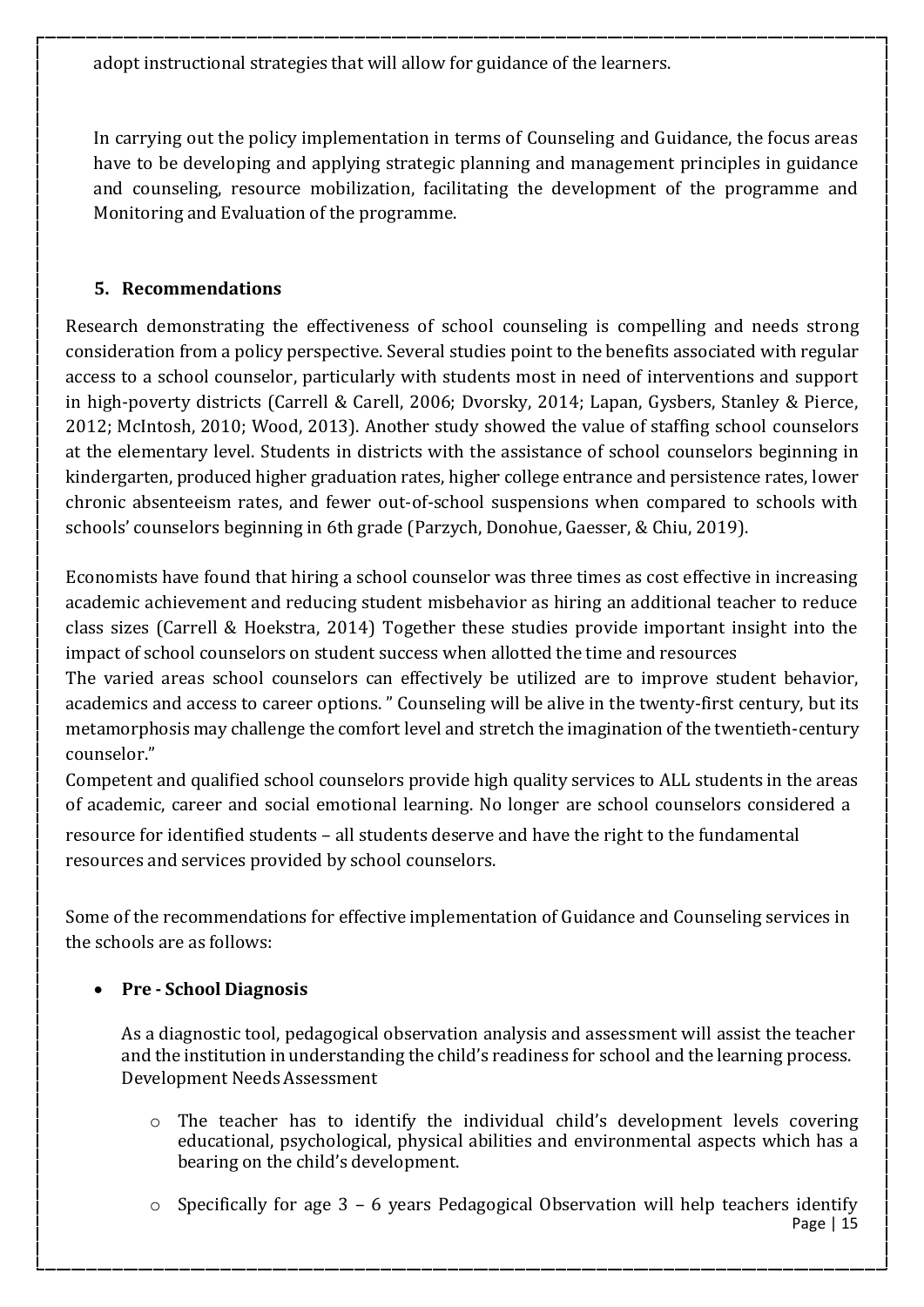adopt instructional strategies that will allow for guidance of the learners.

In carrying out the policy implementation in terms of Counseling and Guidance, the focus areas have to be developing and applying strategic planning and management principles in guidance and counseling, resource mobilization, facilitating the development of the programme and Monitoring and Evaluation of the programme.

## 5. Recommendations

Research demonstrating the effectiveness of school counseling is compelling and needs strong consideration from a policy perspective. Several studies point to the benefits associated with regular access to a school counselor, particularly with students most in need of interventions and support in high-poverty districts (Carrell & Carell, 2006; Dvorsky, 2014; Lapan, Gysbers, Stanley & Pierce, 2012; McIntosh, 2010; Wood, 2013). Another study showed the value of staffing school counselors at the elementary level. Students in districts with the assistance of school counselors beginning in kindergarten, produced higher graduation rates, higher college entrance and persistence rates, lower chronic absenteeism rates, and fewer out-of-school suspensions when compared to schools with schools' counselors beginning in 6th grade (Parzych, Donohue, Gaesser, & Chiu, 2019).

Economists have found that hiring a school counselor was three times as cost effective in increasing academic achievement and reducing student misbehavior as hiring an additional teacher to reduce class sizes (Carrell & Hoekstra, 2014) Together these studies provide important insight into the impact of school counselors on student success when allotted the time and resources

The varied areas school counselors can effectively be utilized are to improve student behavior, academics and access to career options. " Counseling will be alive in the twenty-first century, but its metamorphosis may challenge the comfort level and stretch the imagination of the twentieth-century counselor."

Competent and qualified school counselors provide high quality services to ALL students in the areas of academic, career and social emotional learning. No longer are school counselors considered a resource for identified students – all students deserve and have the right to the fundamental resources and services provided by school counselors.

Some of the recommendations for effective implementation of Guidance and Counseling services in the schools are as follows:

- **Pre - School Diagnosis**

  As a diagnostic tool, pedagogical observation analysis and assessment will assist the teacher and the institution in understanding the child's readiness for school and the learning process. Development Needs Assessment

  - The teacher has to identify the individual child's development levels covering educational, psychological, physical abilities and environmental aspects which has a bearing on the child's development.

  - Specifically for age 3 – 6 years Pedagogical Observation will help teachers identify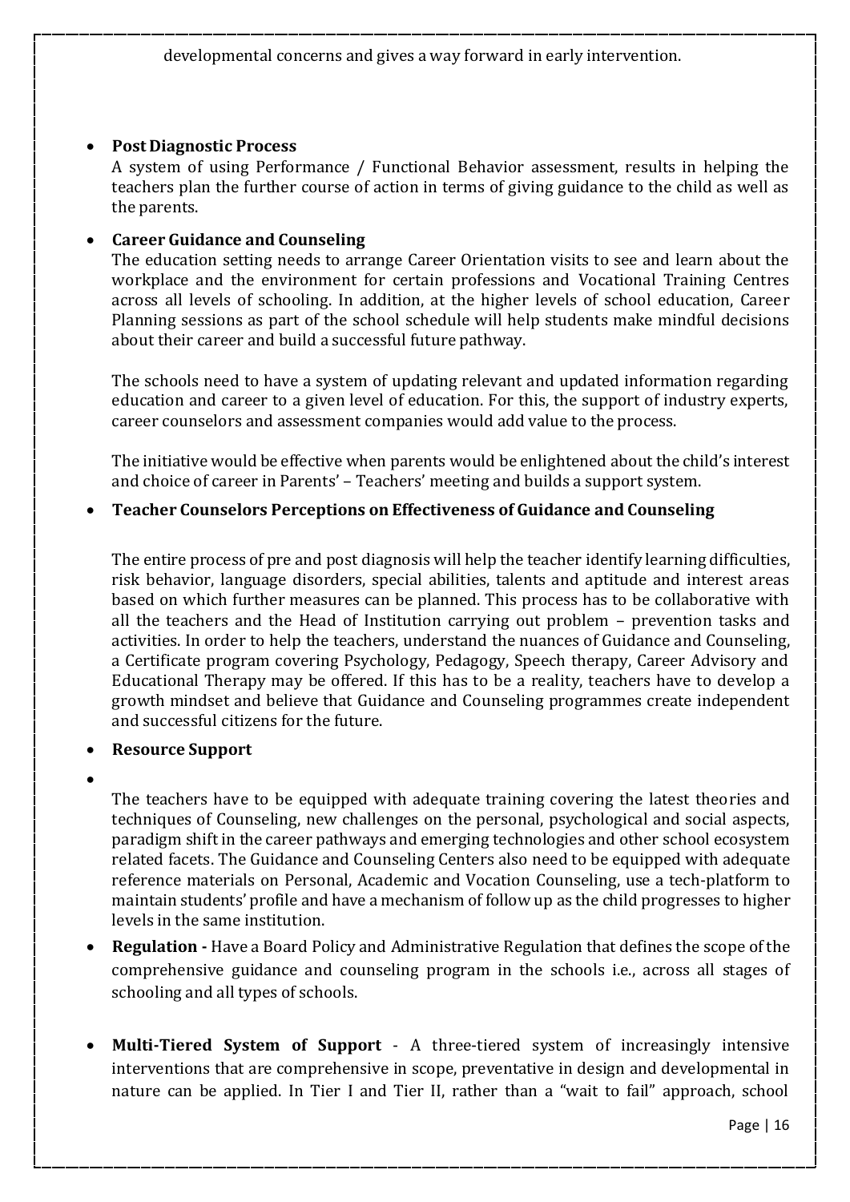developmental concerns and gives a way forward in early intervention.

- **Post Diagnostic Process**
  A system of using Performance / Functional Behavior assessment, results in helping the teachers plan the further course of action in terms of giving guidance to the child as well as the parents.

- **Career Guidance and Counseling**
  The education setting needs to arrange Career Orientation visits to see and learn about the workplace and the environment for certain professions and Vocational Training Centres across all levels of schooling. In addition, at the higher levels of school education, Career Planning sessions as part of the school schedule will help students make mindful decisions about their career and build a successful future pathway.

  The schools need to have a system of updating relevant and updated information regarding education and career to a given level of education. For this, the support of industry experts, career counselors and assessment companies would add value to the process.

  The initiative would be effective when parents would be enlightened about the child's interest and choice of career in Parents' – Teachers' meeting and builds a support system.

- **Teacher Counselors Perceptions on Effectiveness of Guidance and Counseling**

  The entire process of pre and post diagnosis will help the teacher identify learning difficulties, risk behavior, language disorders, special abilities, talents and aptitude and interest areas based on which further measures can be planned. This process has to be collaborative with all the teachers and the Head of Institution carrying out problem – prevention tasks and activities. In order to help the teachers, understand the nuances of Guidance and Counseling, a Certificate program covering Psychology, Pedagogy, Speech therapy, Career Advisory and Educational Therapy may be offered. If this has to be a reality, teachers have to develop a growth mindset and believe that Guidance and Counseling programmes create independent and successful citizens for the future.

- **Resource Support**

  The teachers have to be equipped with adequate training covering the latest theories and techniques of Counseling, new challenges on the personal, psychological and social aspects, paradigm shift in the career pathways and emerging technologies and other school ecosystem related facets. The Guidance and Counseling Centers also need to be equipped with adequate reference materials on Personal, Academic and Vocation Counseling, use a tech-platform to maintain students' profile and have a mechanism of follow up as the child progresses to higher levels in the same institution.

- **Regulation -** Have a Board Policy and Administrative Regulation that defines the scope of the comprehensive guidance and counseling program in the schools i.e., across all stages of schooling and all types of schools.

- **Multi-Tiered System of Support** - A three-tiered system of increasingly intensive interventions that are comprehensive in scope, preventative in design and developmental in nature can be applied. In Tier I and Tier II, rather than a "wait to fail" approach, school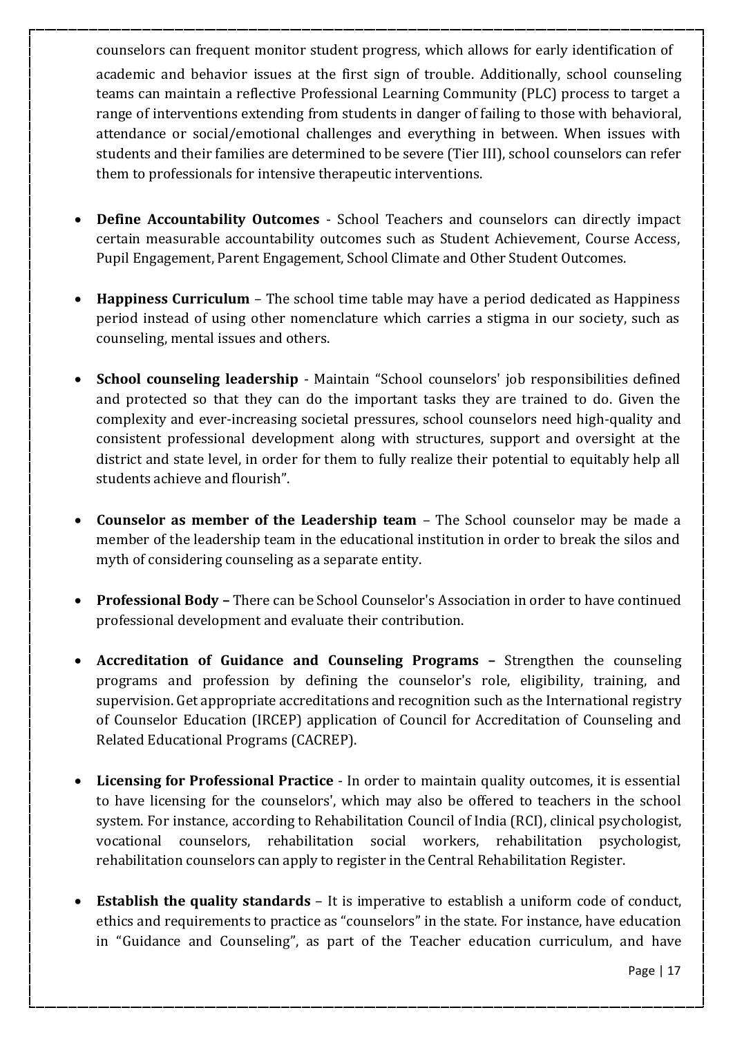counselors can frequent monitor student progress, which allows for early identification of academic and behavior issues at the first sign of trouble. Additionally, school counseling teams can maintain a reflective Professional Learning Community (PLC) process to target a range of interventions extending from students in danger of failing to those with behavioral, attendance or social/emotional challenges and everything in between. When issues with students and their families are determined to be severe (Tier III), school counselors can refer them to professionals for intensive therapeutic interventions.

- **Define Accountability Outcomes** - School Teachers and counselors can directly impact certain measurable accountability outcomes such as Student Achievement, Course Access, Pupil Engagement, Parent Engagement, School Climate and Other Student Outcomes.

- **Happiness Curriculum** – The school time table may have a period dedicated as Happiness period instead of using other nomenclature which carries a stigma in our society, such as counseling, mental issues and others.

- **School counseling leadership** - Maintain "School counselors' job responsibilities defined and protected so that they can do the important tasks they are trained to do. Given the complexity and ever-increasing societal pressures, school counselors need high-quality and consistent professional development along with structures, support and oversight at the district and state level, in order for them to fully realize their potential to equitably help all students achieve and flourish".

- **Counselor as member of the Leadership team** – The School counselor may be made a member of the leadership team in the educational institution in order to break the silos and myth of considering counseling as a separate entity.

- **Professional Body –** There can be School Counselor's Association in order to have continued professional development and evaluate their contribution.

- **Accreditation of Guidance and Counseling Programs –** Strengthen the counseling programs and profession by defining the counselor's role, eligibility, training, and supervision. Get appropriate accreditations and recognition such as the International registry of Counselor Education (IRCEP) application of Council for Accreditation of Counseling and Related Educational Programs (CACREP).

- **Licensing for Professional Practice** - In order to maintain quality outcomes, it is essential to have licensing for the counselors', which may also be offered to teachers in the school system. For instance, according to Rehabilitation Council of India (RCI), clinical psychologist, vocational counselors, rehabilitation social workers, rehabilitation psychologist, rehabilitation counselors can apply to register in the Central Rehabilitation Register.

- **Establish the quality standards** – It is imperative to establish a uniform code of conduct, ethics and requirements to practice as "counselors" in the state. For instance, have education in "Guidance and Counseling", as part of the Teacher education curriculum, and have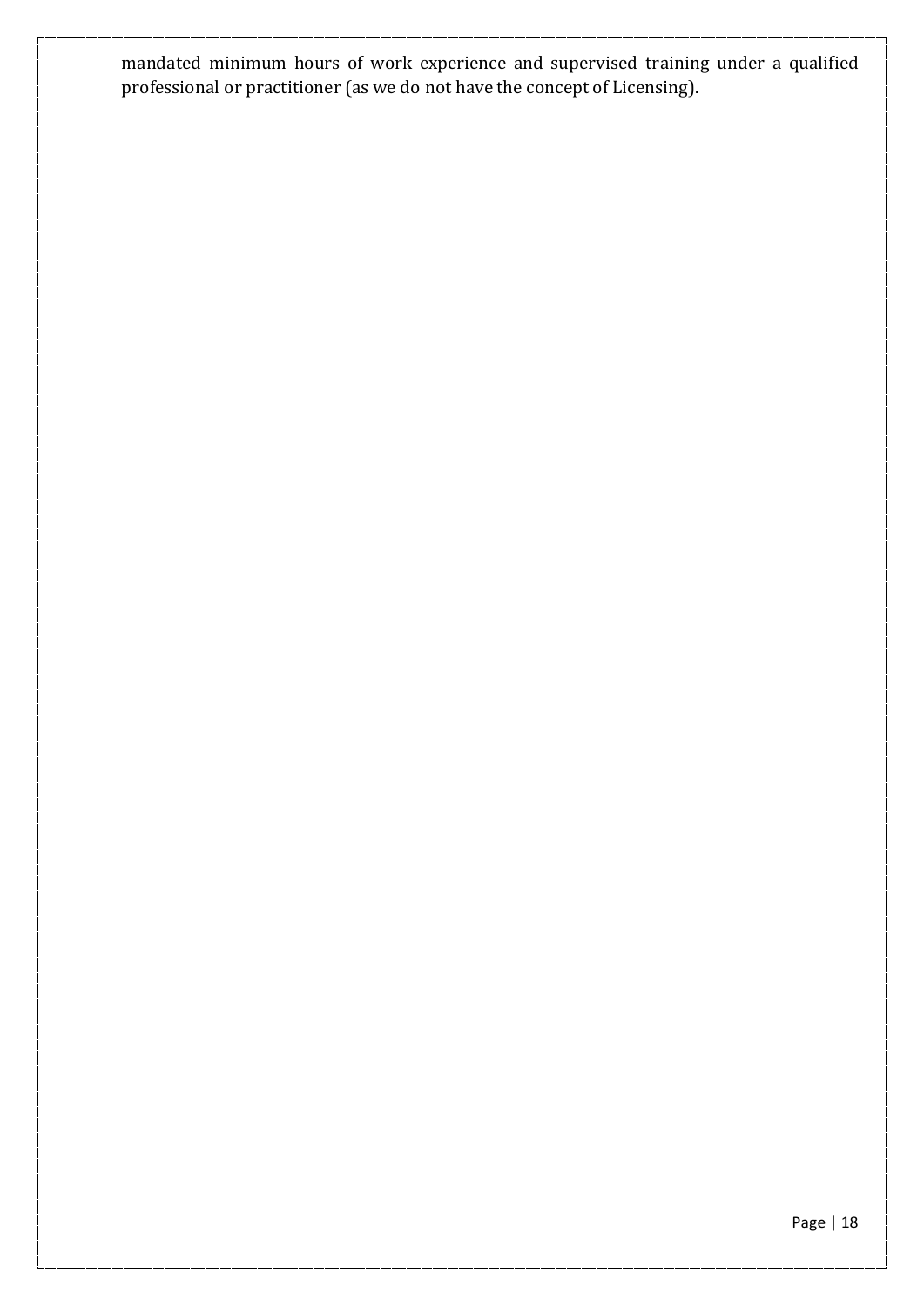mandated minimum hours of work experience and supervised training under a qualified professional or practitioner (as we do not have the concept of Licensing).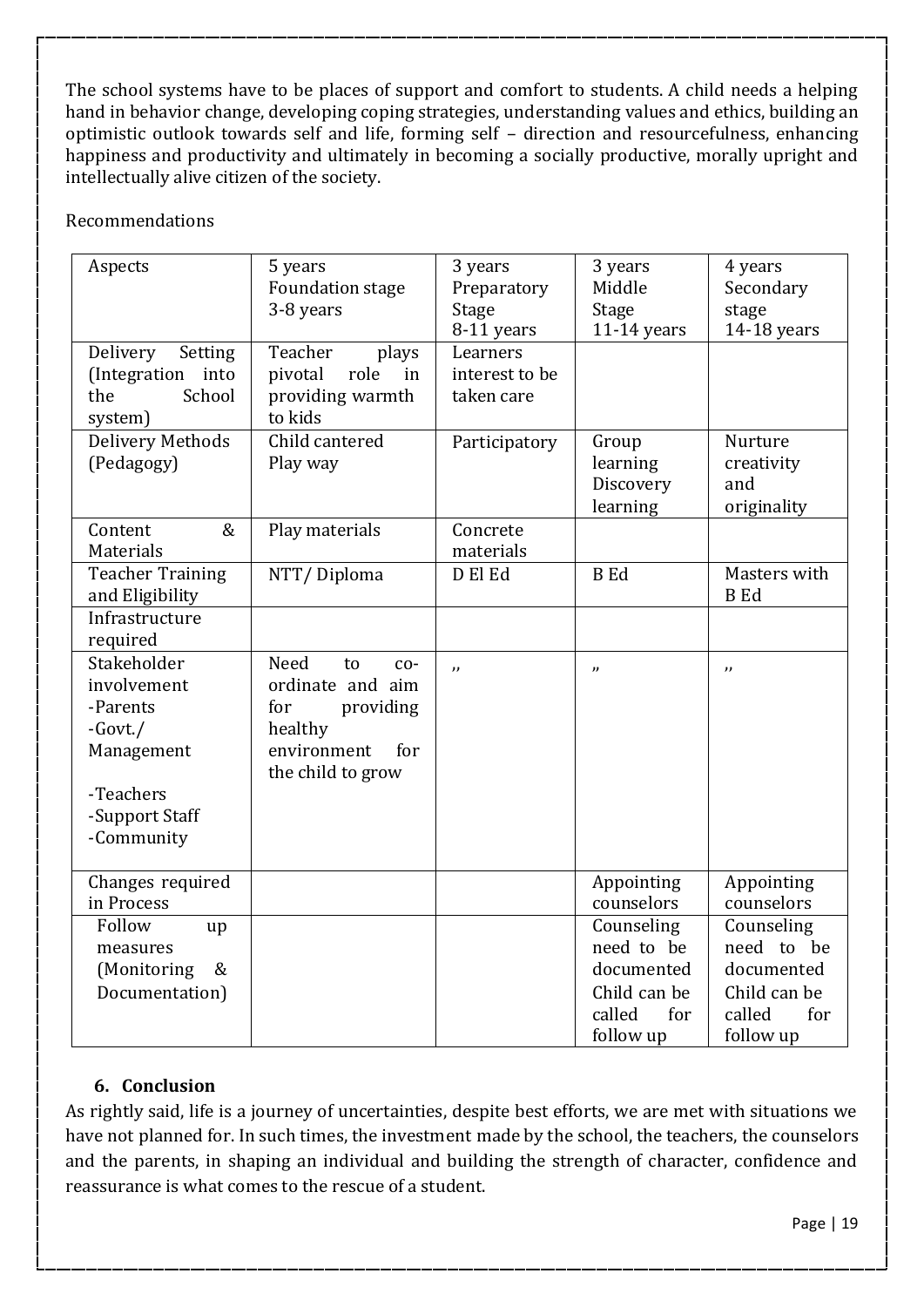The school systems have to be places of support and comfort to students. A child needs a helping hand in behavior change, developing coping strategies, understanding values and ethics, building an optimistic outlook towards self and life, forming self – direction and resourcefulness, enhancing happiness and productivity and ultimately in becoming a socially productive, morally upright and intellectually alive citizen of the society.

Recommendations

| Aspects | 5 years Foundation stage 3-8 years | 3 years Preparatory Stage 8-11 years | 3 years Middle Stage 11-14 years | 4 years Secondary stage 14-18 years |
|---|---|---|---|---|
| Delivery Setting (Integration into the School system) | Teacher plays pivotal role in providing warmth to kids | Learners interest to be taken care | | |
| Delivery Methods (Pedagogy) | Child cantered Play way | Participatory | Group learning Discovery learning | Nurture creativity and originality |
| Content & Materials | Play materials | Concrete materials | | |
| Teacher Training and Eligibility | NTT/ Diploma | D El Ed | B Ed | Masters with B Ed |
| Infrastructure required | | | | |
| Stakeholder involvement -Parents -Govt./ Management -Teachers -Support Staff -Community | Need to co-ordinate and aim for providing healthy environment for the child to grow | ,, | ,, | ,, |
| Changes required in Process | | | Appointing counselors | Appointing counselors |
| Follow up measures (Monitoring & Documentation) | | | Counseling need to be documented Child can be called for follow up | Counseling need to be documented Child can be called for follow up |

## 6. Conclusion

As rightly said, life is a journey of uncertainties, despite best efforts, we are met with situations we have not planned for. In such times, the investment made by the school, the teachers, the counselors and the parents, in shaping an individual and building the strength of character, confidence and reassurance is what comes to the rescue of a student.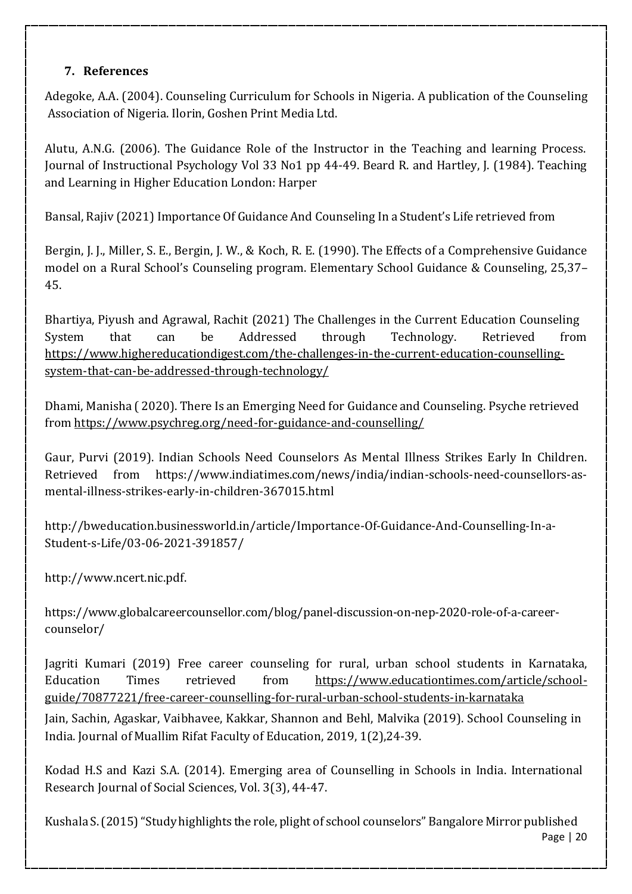## 7. References

Adegoke, A.A. (2004). Counseling Curriculum for Schools in Nigeria. A publication of the Counseling Association of Nigeria. Ilorin, Goshen Print Media Ltd.

Alutu, A.N.G. (2006). The Guidance Role of the Instructor in the Teaching and learning Process. Journal of Instructional Psychology Vol 33 No1 pp 44-49. Beard R. and Hartley, J. (1984). Teaching and Learning in Higher Education London: Harper

Bansal, Rajiv (2021) Importance Of Guidance And Counseling In a Student's Life retrieved from

Bergin, J. J., Miller, S. E., Bergin, J. W., & Koch, R. E. (1990). The Effects of a Comprehensive Guidance model on a Rural School's Counseling program. Elementary School Guidance & Counseling, 25,37–45.

Bhartiya, Piyush and Agrawal, Rachit (2021) The Challenges in the Current Education Counseling System that can be Addressed through Technology. Retrieved from https://www.highereducationdigest.com/the-challenges-in-the-current-education-counselling-system-that-can-be-addressed-through-technology/

Dhami, Manisha ( 2020). There Is an Emerging Need for Guidance and Counseling. Psyche retrieved from https://www.psychreg.org/need-for-guidance-and-counselling/

Gaur, Purvi (2019). Indian Schools Need Counselors As Mental Illness Strikes Early In Children. Retrieved from https://www.indiatimes.com/news/india/indian-schools-need-counsellors-as-mental-illness-strikes-early-in-children-367015.html

http://bweducation.businessworld.in/article/Importance-Of-Guidance-And-Counselling-In-a-Student-s-Life/03-06-2021-391857/

http://www.ncert.nic.pdf.

https://www.globalcareercounsellor.com/blog/panel-discussion-on-nep-2020-role-of-a-career-counselor/

Jagriti Kumari (2019) Free career counseling for rural, urban school students in Karnataka, Education Times retrieved from https://www.educationtimes.com/article/school-guide/70877221/free-career-counselling-for-rural-urban-school-students-in-karnataka

Jain, Sachin, Agaskar, Vaibhavee, Kakkar, Shannon and Behl, Malvika (2019). School Counseling in India. Journal of Muallim Rifat Faculty of Education, 2019, 1(2),24-39.

Kodad H.S and Kazi S.A. (2014). Emerging area of Counselling in Schools in India. International Research Journal of Social Sciences, Vol. 3(3), 44-47.

Kushala S. (2015) "Study highlights the role, plight of school counselors" Bangalore Mirror published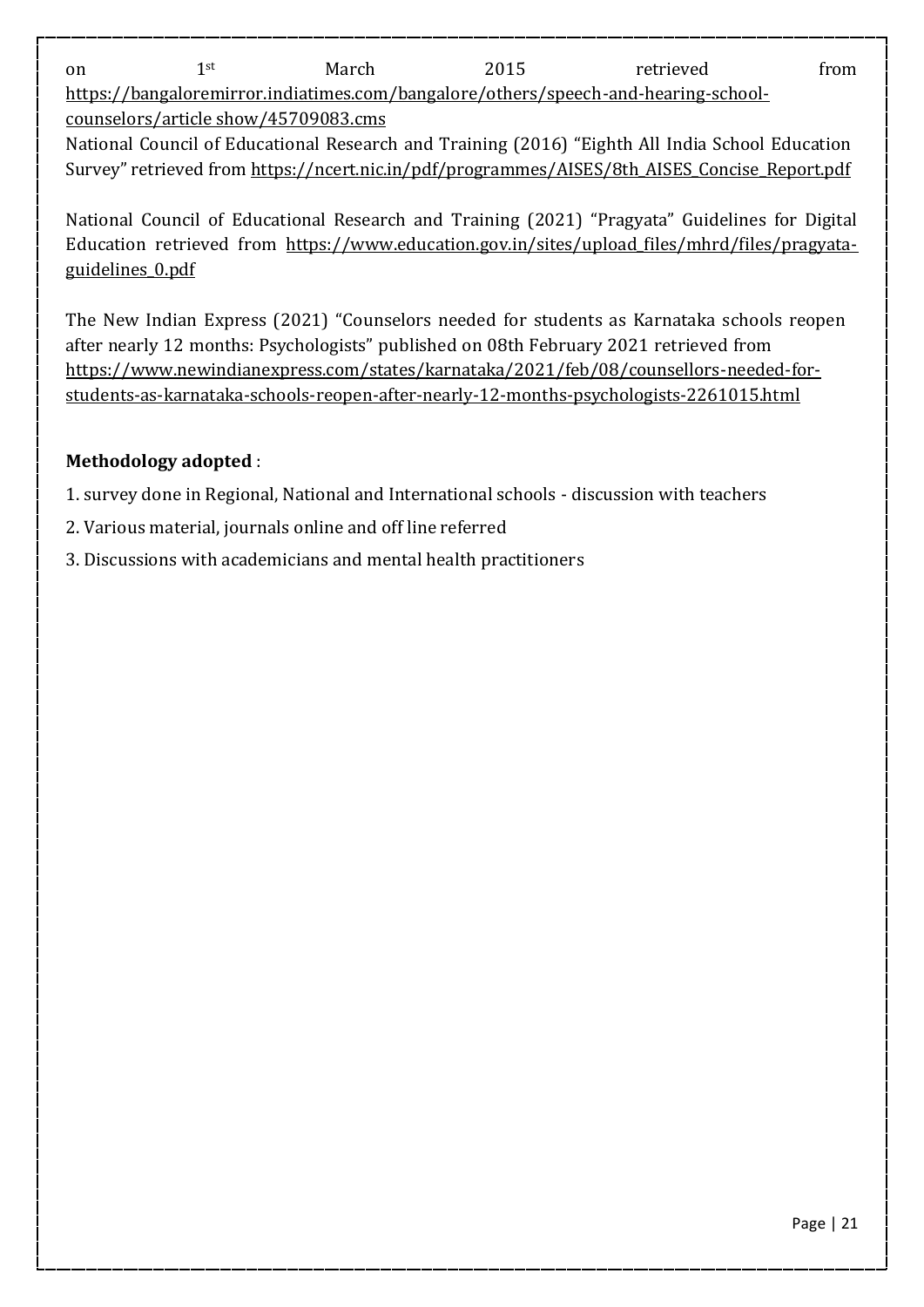on 1st March 2015 retrieved from https://bangaloremirror.indiatimes.com/bangalore/others/speech-and-hearing-school-counselors/article show/45709083.cms

National Council of Educational Research and Training (2016) “Eighth All India School Education Survey” retrieved from https://ncert.nic.in/pdf/programmes/AISES/8th_AISES_Concise_Report.pdf

National Council of Educational Research and Training (2021) “Pragyata” Guidelines for Digital Education retrieved from https://www.education.gov.in/sites/upload_files/mhrd/files/pragyata-guidelines_0.pdf

The New Indian Express (2021) “Counselors needed for students as Karnataka schools reopen after nearly 12 months: Psychologists” published on 08th February 2021 retrieved from https://www.newindianexpress.com/states/karnataka/2021/feb/08/counsellors-needed-for-students-as-karnataka-schools-reopen-after-nearly-12-months-psychologists-2261015.html

**Methodology adopted** :

1. survey done in Regional, National and International schools - discussion with teachers
2. Various material, journals online and off line referred
3. Discussions with academicians and mental health practitioners